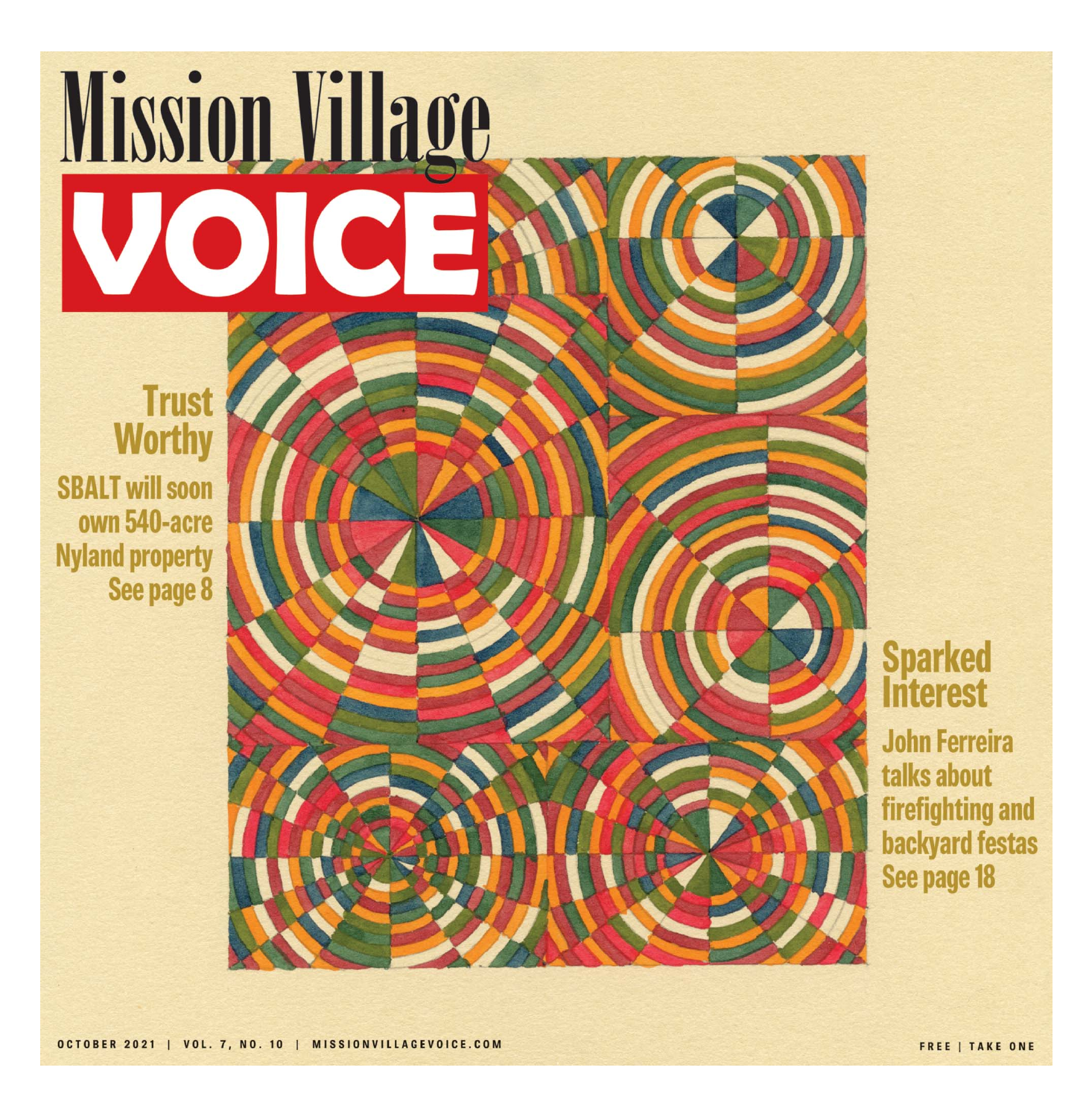# Mission Village VOICE

## Trust Worthy

**SBALT will soon own 540-acre Nyland property**

See page 8

## Sparked Interest

**John Ferreira talks about firefighting and backyard festas**

See page 18

OCTOBER 2021 | VOL. 7, NO. 10 | MISSIONVILLAGEVOICE.COM

FREE | TAKE ONE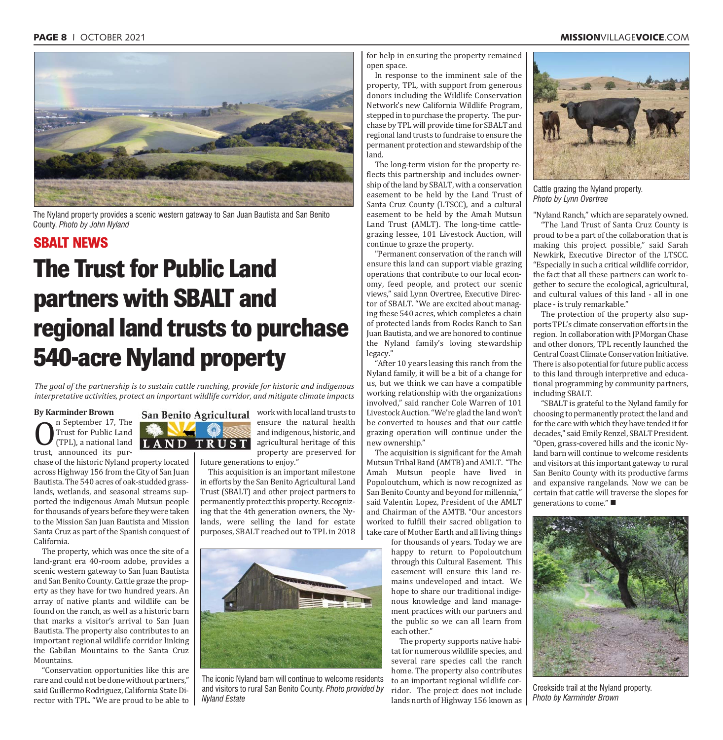The Nyland property provides a scenic western gateway to San Juan Bautista and San Benito County. *Photo by John Nyland*

## SBALT NEWS

# The Trust for Public Land partners with SBALT and regional land trusts to purchase 540-acre Nyland property

*The goal of the partnership is to sustain cattle ranching, provide for historic and indigenous interpretative activities, protect an important wildlife corridor, and mitigate climate impacts*

**By Karminder Brown**

On September 17, The Trust for Public Land (TPL), a national land trust, announced its purchase of the historic Nyland property located across Highway 156 from the City of San Juan Bautista. The 540 acres of oak-studded grasslands, wetlands, and seasonal streams supported the indigenous Amah Mutsun people for thousands of years before they were taken to the Mission San Juan Bautista and Mission Santa Cruz as part of the Spanish conquest of California.

The property, which was once the site of a land-grant era 40-room adobe, provides a scenic western gateway to San Juan Bautista and San Benito County. Cattle graze the property as they have for two hundred years. An array of native plants and wildlife can be found on the ranch, as well as a historic barn that marks a visitor's arrival to San Juan Bautista. The property also contributes to an important regional wildlife corridor linking the Gabilan Mountains to the Santa Cruz Mountains.

"Conservation opportunities like this are rare and could not be done without partners," said Guillermo Rodriguez, California State Director with TPL. "We are proud to be able to work with local land trusts to ensure the natural health and indigenous, historic, and agricultural heritage of this property are preserved for future generations to enjoy."

San Benito Agricultural LAND TRUST

This acquisition is an important milestone in efforts by the San Benito Agricultural Land Trust (SBALT) and other project partners to permanently protect this property. Recognizing that the 4th generation owners, the Nylands, were selling the land for estate purposes, SBALT reached out to TPL in 2018 for help in ensuring the property remained open space.

The iconic Nyland barn will continue to welcome residents and visitors to rural San Benito County. *Photo provided by Nyland Estate*

In response to the imminent sale of the property, TPL, with support from generous donors including the Wildlife Conservation Network's new California Wildlife Program, stepped in to purchase the property. The purchase by TPL will provide time for SBALT and regional land trusts to fundraise to ensure the permanent protection and stewardship of the land.

The long-term vision for the property reflects this partnership and includes ownership of the land by SBALT, with a conservation easement to be held by the Land Trust of Santa Cruz County (LTSCC), and a cultural easement to be held by the Amah Mutsun Land Trust (AMLT). The long-time cattle-grazing lessee, 101 Livestock Auction, will continue to graze the property.

"Permanent conservation of the ranch will ensure this land can support viable grazing operations that contribute to our local economy, feed people, and protect our scenic views," said Lynn Overtree, Executive Director of SBALT. "We are excited about managing these 540 acres, which completes a chain of protected lands from Rocks Ranch to San Juan Bautista, and we are honored to continue the Nyland family's loving stewardship legacy."

"After 10 years leasing this ranch from the Nyland family, it will be a bit of a change for us, but we think we can have a compatible working relationship with the organizations involved," said rancher Cole Warren of 101 Livestock Auction. "We're glad the land won't be converted to houses and that our cattle grazing operation will continue under the new ownership."

The acquisition is significant for the Amah Mutsun Tribal Band (AMTB) and AMLT. "The Amah Mutsun people have lived in Popoloutchum, which is now recognized as San Benito County and beyond for millennia," said Valentin Lopez, President of the AMLT and Chairman of the AMTB. "Our ancestors worked to fulfill their sacred obligation to take care of Mother Earth and all living things for thousands of years. Today we are happy to return to Popoloutchum through this Cultural Easement. This easement will ensure this land remains undeveloped and intact. We hope to share our traditional indigenous knowledge and land management practices with our partners and the public so we can all learn from each other."

The property supports native habitat for numerous wildlife species, and several rare species call the ranch home. The property also contributes to an important regional wildlife corridor. The project does not include lands north of Highway 156 known as "Nyland Ranch," which are separately owned.

Cattle grazing the Nyland property. *Photo by Lynn Overtree*

"The Land Trust of Santa Cruz County is proud to be a part of the collaboration that is making this project possible," said Sarah Newkirk, Executive Director of the LTSCC. "Especially in such a critical wildlife corridor, the fact that all these partners can work together to secure the ecological, agricultural, and cultural values of this land - all in one place - is truly remarkable."

The protection of the property also supports TPL's climate conservation efforts in the region. In collaboration with JPMorgan Chase and other donors, TPL recently launched the Central Coast Climate Conservation Initiative. There is also potential for future public access to this land through interpretive and educational programming by community partners, including SBALT.

"SBALT is grateful to the Nyland family for choosing to permanently protect the land and for the care with which they have tended it for decades," said Emily Renzel, SBALT President. "Open, grass-covered hills and the iconic Nyland barn will continue to welcome residents and visitors at this important gateway to rural San Benito County with its productive farms and expansive rangelands. Now we can be certain that cattle will traverse the slopes for generations to come." ■

Creekside trail at the Nyland property. *Photo by Karminder Brown*